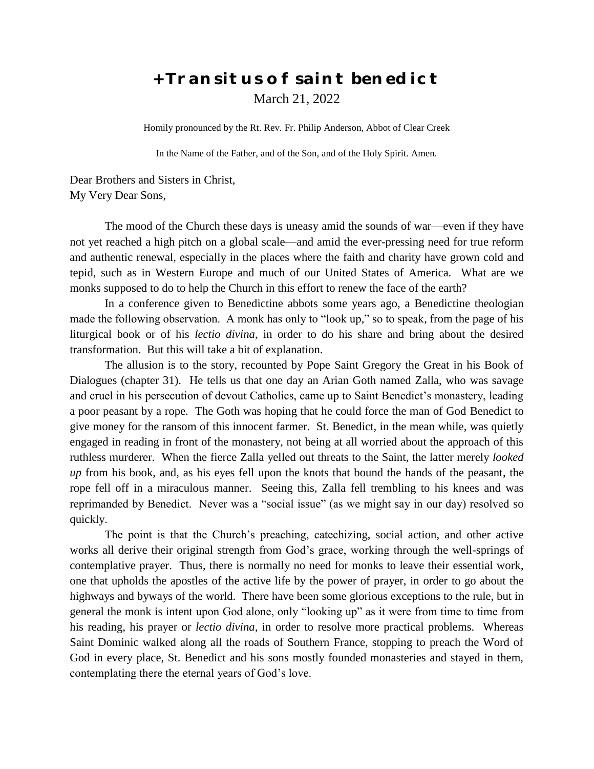# +Transitus of saint benedict

March 21, 2022

Homily pronounced by the Rt. Rev. Fr. Philip Anderson, Abbot of Clear Creek

In the Name of the Father, and of the Son, and of the Holy Spirit. Amen.

Dear Brothers and Sisters in Christ,
My Very Dear Sons,

The mood of the Church these days is uneasy amid the sounds of war—even if they have not yet reached a high pitch on a global scale—and amid the ever-pressing need for true reform and authentic renewal, especially in the places where the faith and charity have grown cold and tepid, such as in Western Europe and much of our United States of America. What are we monks supposed to do to help the Church in this effort to renew the face of the earth?

In a conference given to Benedictine abbots some years ago, a Benedictine theologian made the following observation. A monk has only to "look up," so to speak, from the page of his liturgical book or of his *lectio divina*, in order to do his share and bring about the desired transformation. But this will take a bit of explanation.

The allusion is to the story, recounted by Pope Saint Gregory the Great in his Book of Dialogues (chapter 31). He tells us that one day an Arian Goth named Zalla, who was savage and cruel in his persecution of devout Catholics, came up to Saint Benedict's monastery, leading a poor peasant by a rope. The Goth was hoping that he could force the man of God Benedict to give money for the ransom of this innocent farmer. St. Benedict, in the mean while, was quietly engaged in reading in front of the monastery, not being at all worried about the approach of this ruthless murderer. When the fierce Zalla yelled out threats to the Saint, the latter merely *looked up* from his book, and, as his eyes fell upon the knots that bound the hands of the peasant, the rope fell off in a miraculous manner. Seeing this, Zalla fell trembling to his knees and was reprimanded by Benedict. Never was a "social issue" (as we might say in our day) resolved so quickly.

The point is that the Church's preaching, catechizing, social action, and other active works all derive their original strength from God's grace, working through the well-springs of contemplative prayer. Thus, there is normally no need for monks to leave their essential work, one that upholds the apostles of the active life by the power of prayer, in order to go about the highways and byways of the world. There have been some glorious exceptions to the rule, but in general the monk is intent upon God alone, only "looking up" as it were from time to time from his reading, his prayer or *lectio divina*, in order to resolve more practical problems. Whereas Saint Dominic walked along all the roads of Southern France, stopping to preach the Word of God in every place, St. Benedict and his sons mostly founded monasteries and stayed in them, contemplating there the eternal years of God's love.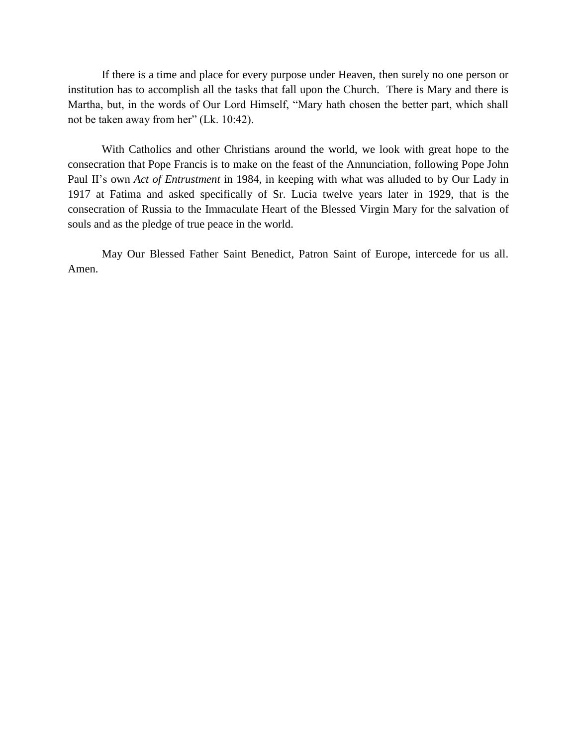If there is a time and place for every purpose under Heaven, then surely no one person or institution has to accomplish all the tasks that fall upon the Church. There is Mary and there is Martha, but, in the words of Our Lord Himself, "Mary hath chosen the better part, which shall not be taken away from her" (Lk. 10:42).

With Catholics and other Christians around the world, we look with great hope to the consecration that Pope Francis is to make on the feast of the Annunciation, following Pope John Paul II's own *Act of Entrustment* in 1984, in keeping with what was alluded to by Our Lady in 1917 at Fatima and asked specifically of Sr. Lucia twelve years later in 1929, that is the consecration of Russia to the Immaculate Heart of the Blessed Virgin Mary for the salvation of souls and as the pledge of true peace in the world.

May Our Blessed Father Saint Benedict, Patron Saint of Europe, intercede for us all. Amen.